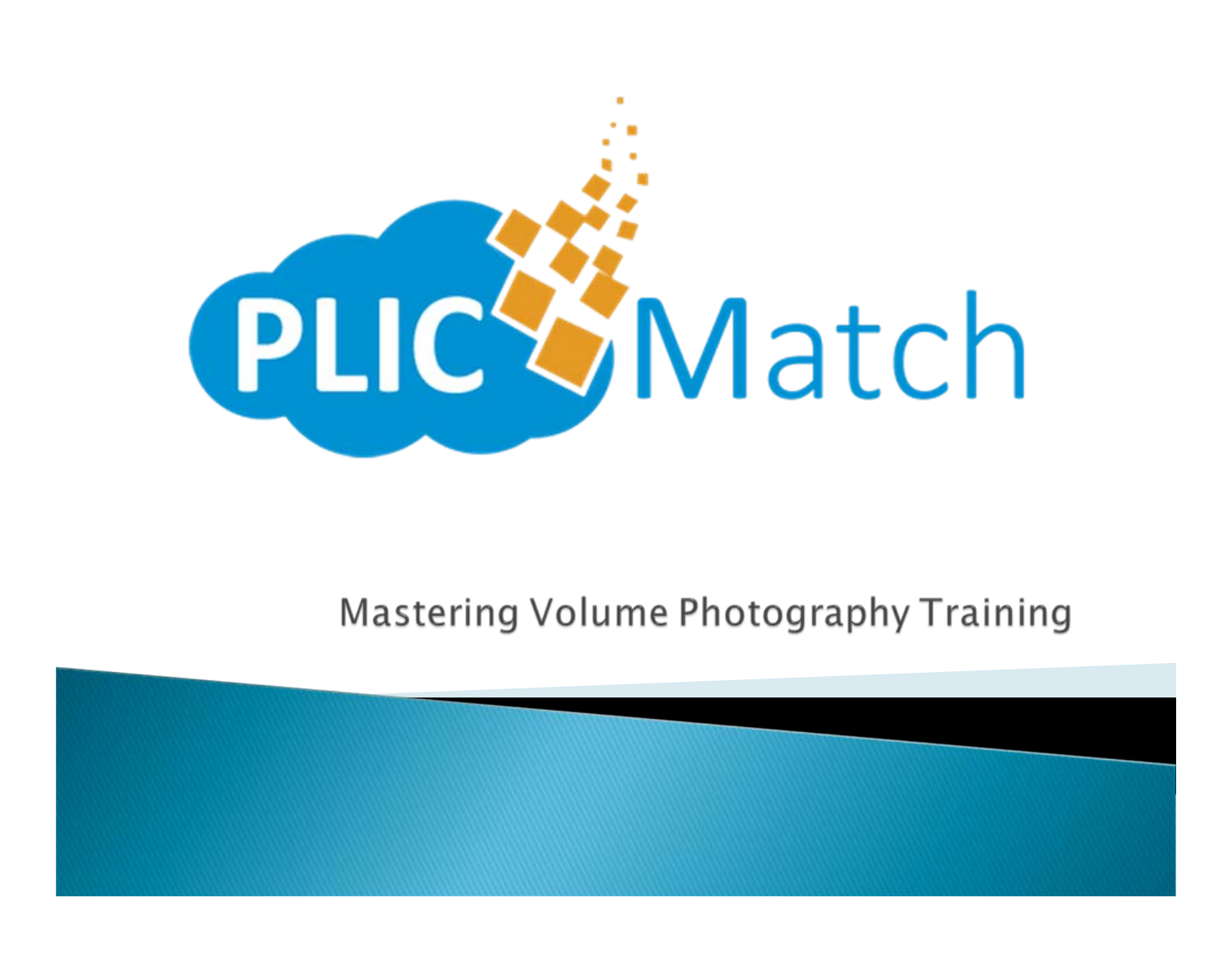# PLIC Match

Mastering Volume Photography Training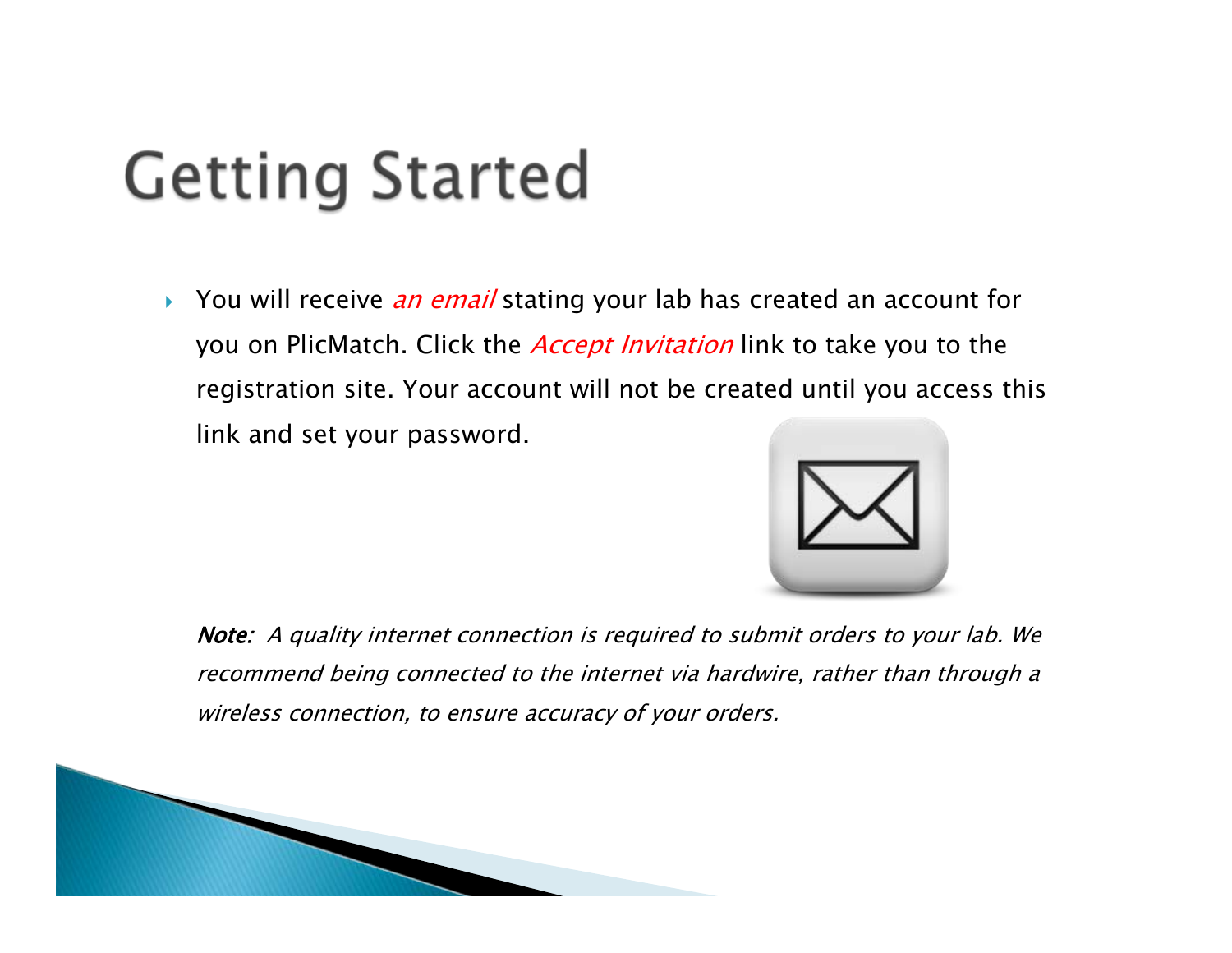# Getting Started

- You will receive *an email* stating your lab has created an account for you on PlicMatch. Click the *Accept Invitation* link to take you to the registration site. Your account will not be created until you access this link and set your password.

*Note: A quality internet connection is required to submit orders to your lab. We recommend being connected to the internet via hardwire, rather than through a wireless connection, to ensure accuracy of your orders.*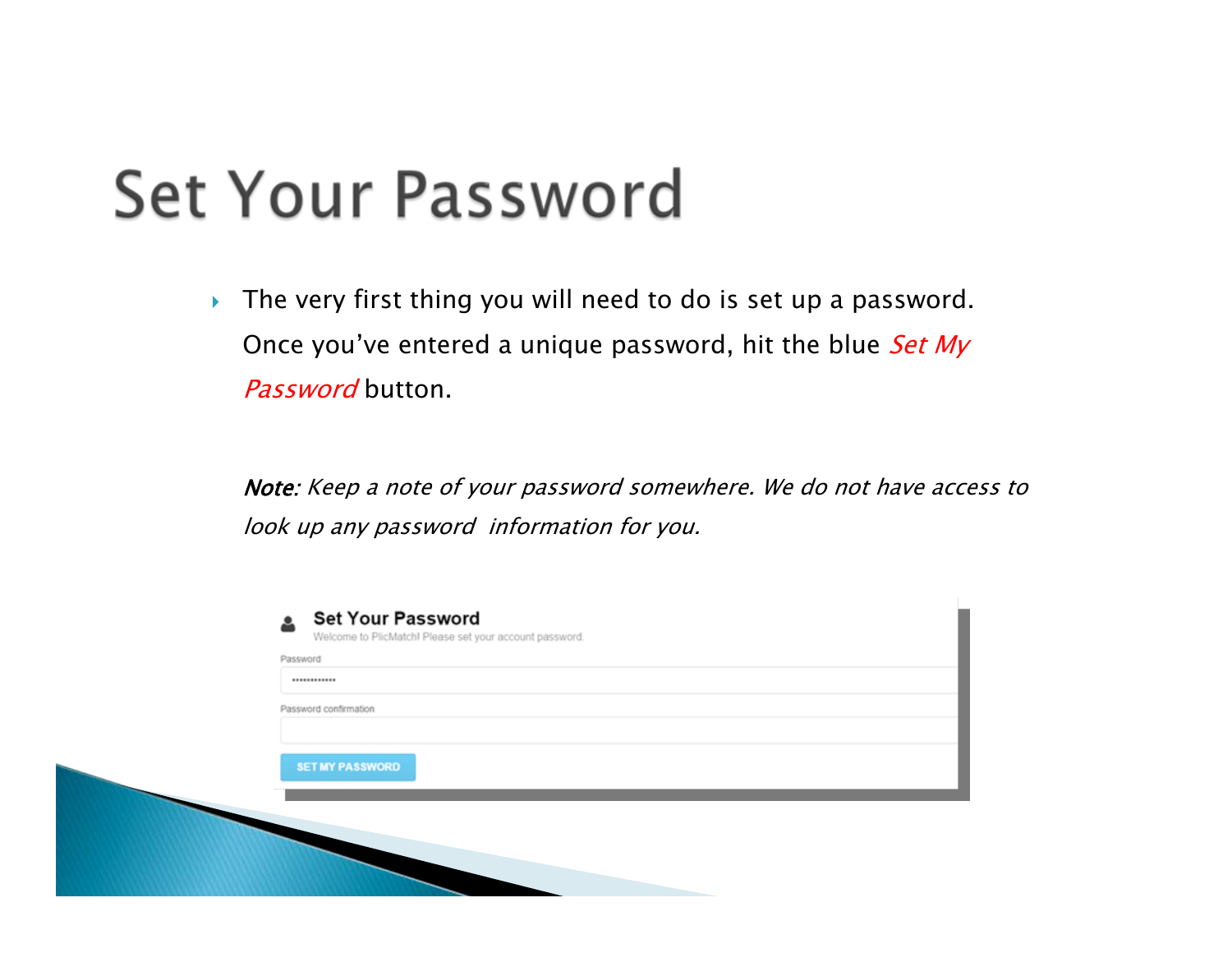# Set Your Password

- The very first thing you will need to do is set up a password. Once you've entered a unique password, hit the blue *Set My Password* button.

***Note:*** *Keep a note of your password somewhere. We do not have access to look up any password information for you.*

**Set Your Password**
Welcome to PlicMatch! Please set your account password.

Password
•••••••••••••

Password confirmation

SET MY PASSWORD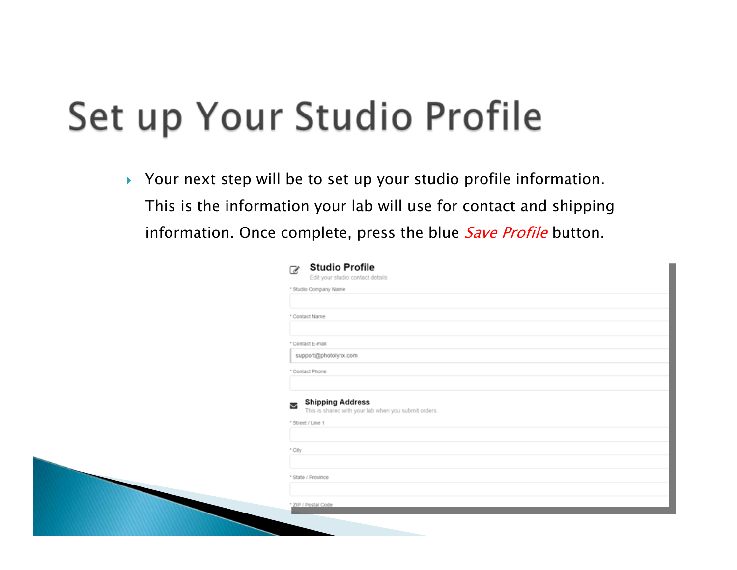# Set up Your Studio Profile

- Your next step will be to set up your studio profile information. This is the information your lab will use for contact and shipping information. Once complete, press the blue *Save Profile* button.

**Studio Profile**
Edit your studio contact details

\* Studio Company Name

\* Contact Name

\* Contact E-mail
support@photolynx.com

\* Contact Phone

**Shipping Address**
This is shared with your lab when you submit orders.

\* Street / Line 1

\* City

\* State / Province

\* ZIP / Postal Code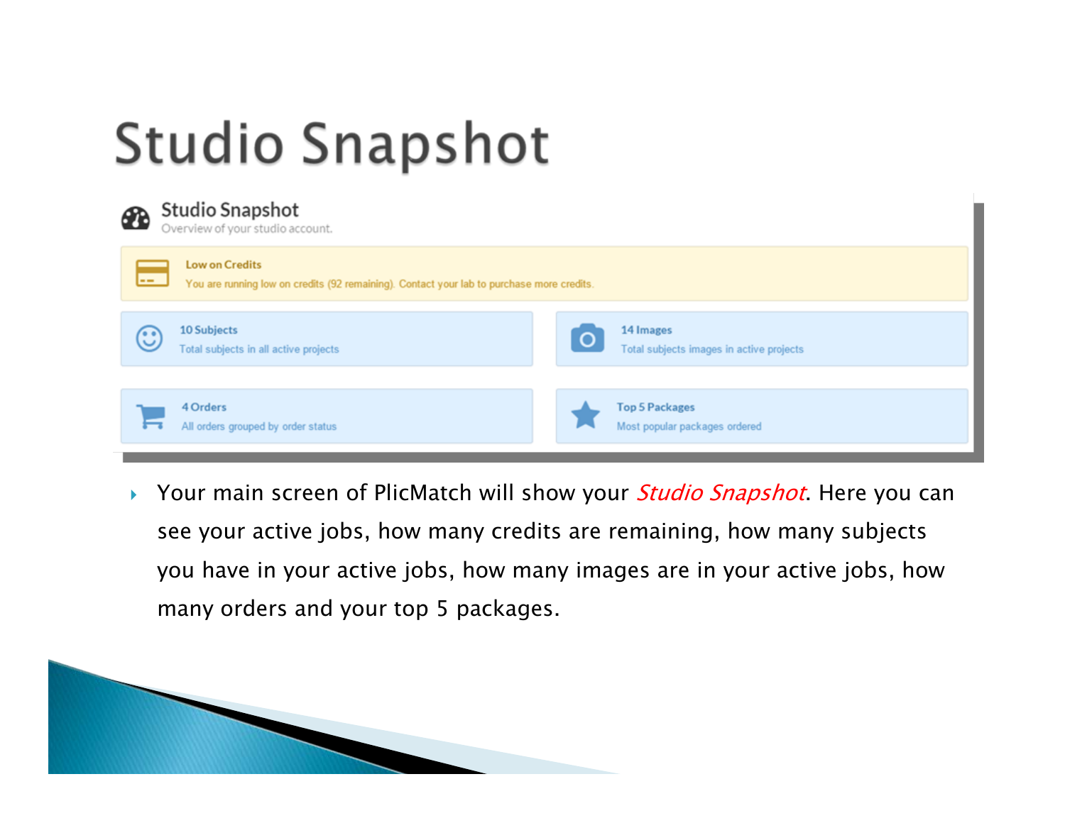# Studio Snapshot

## Studio Snapshot

Overview of your studio account.

**Low on Credits**

You are running low on credits (92 remaining). Contact your lab to purchase more credits.

**10 Subjects**

Total subjects in all active projects

**14 Images**

Total subjects images in active projects

**4 Orders**

All orders grouped by order status

**Top 5 Packages**

Most popular packages ordered

- Your main screen of PlicMatch will show your *Studio Snapshot*. Here you can see your active jobs, how many credits are remaining, how many subjects you have in your active jobs, how many images are in your active jobs, how many orders and your top 5 packages.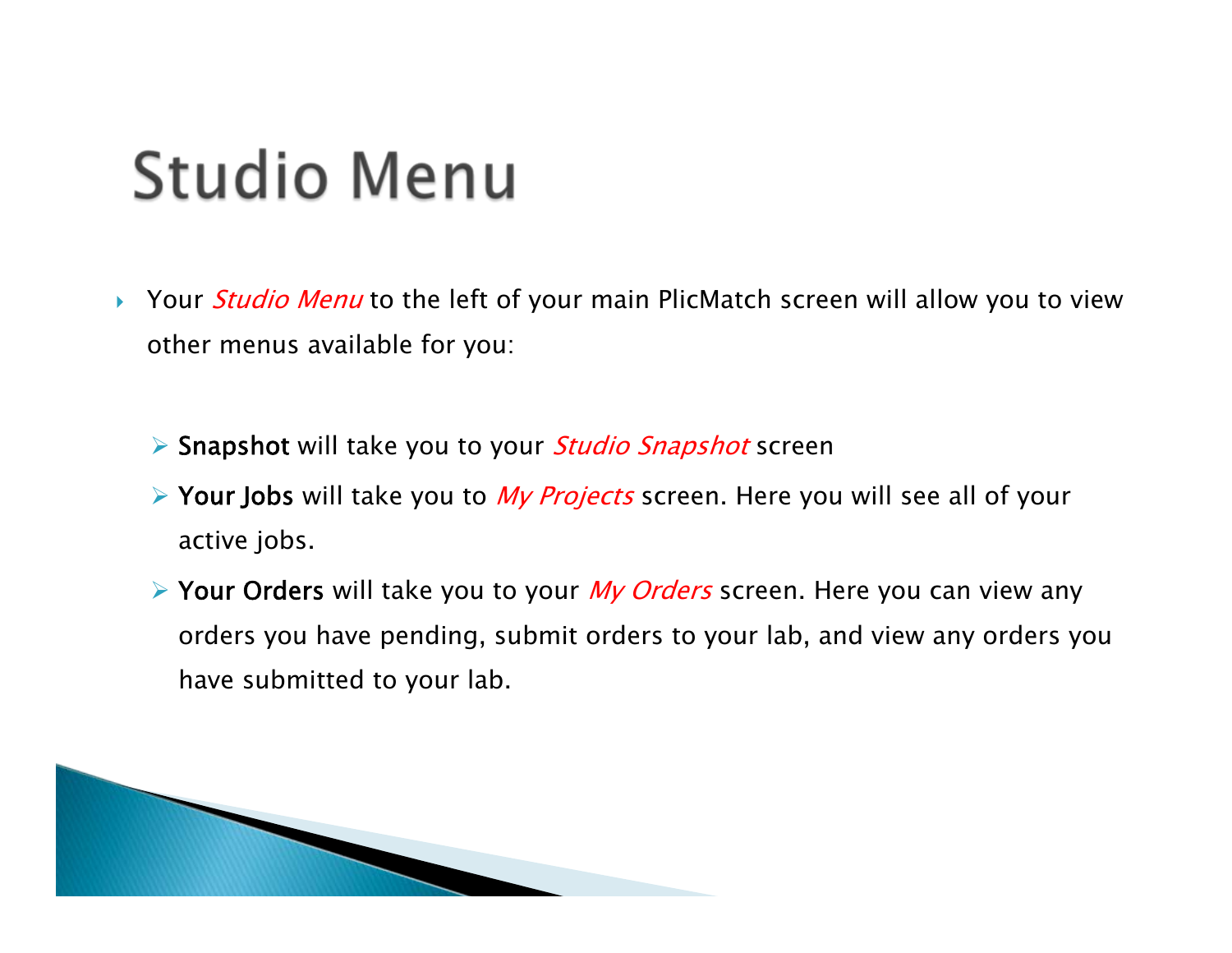# Studio Menu

- Your *Studio Menu* to the left of your main PlicMatch screen will allow you to view other menus available for you:

  - **Snapshot** will take you to your *Studio Snapshot* screen
  - **Your Jobs** will take you to *My Projects* screen. Here you will see all of your active jobs.
  - **Your Orders** will take you to your *My Orders* screen. Here you can view any orders you have pending, submit orders to your lab, and view any orders you have submitted to your lab.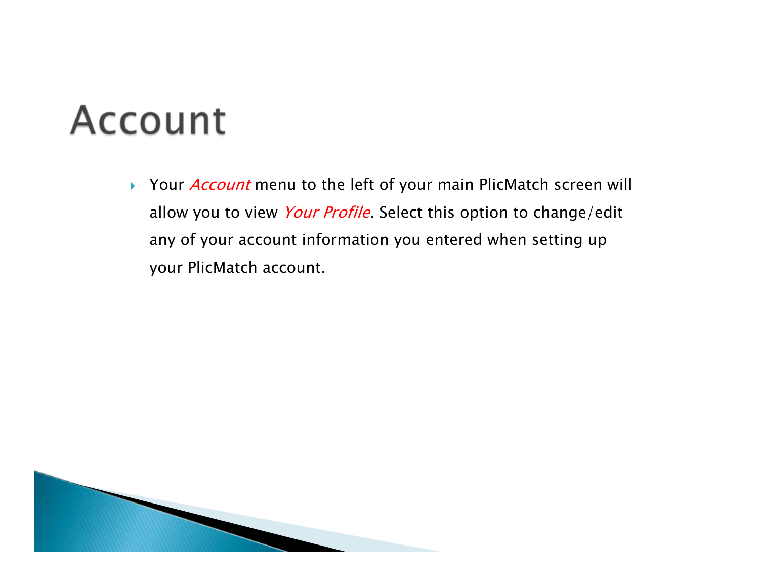# Account

- Your *Account* menu to the left of your main PlicMatch screen will allow you to view *Your Profile*. Select this option to change/edit any of your account information you entered when setting up your PlicMatch account.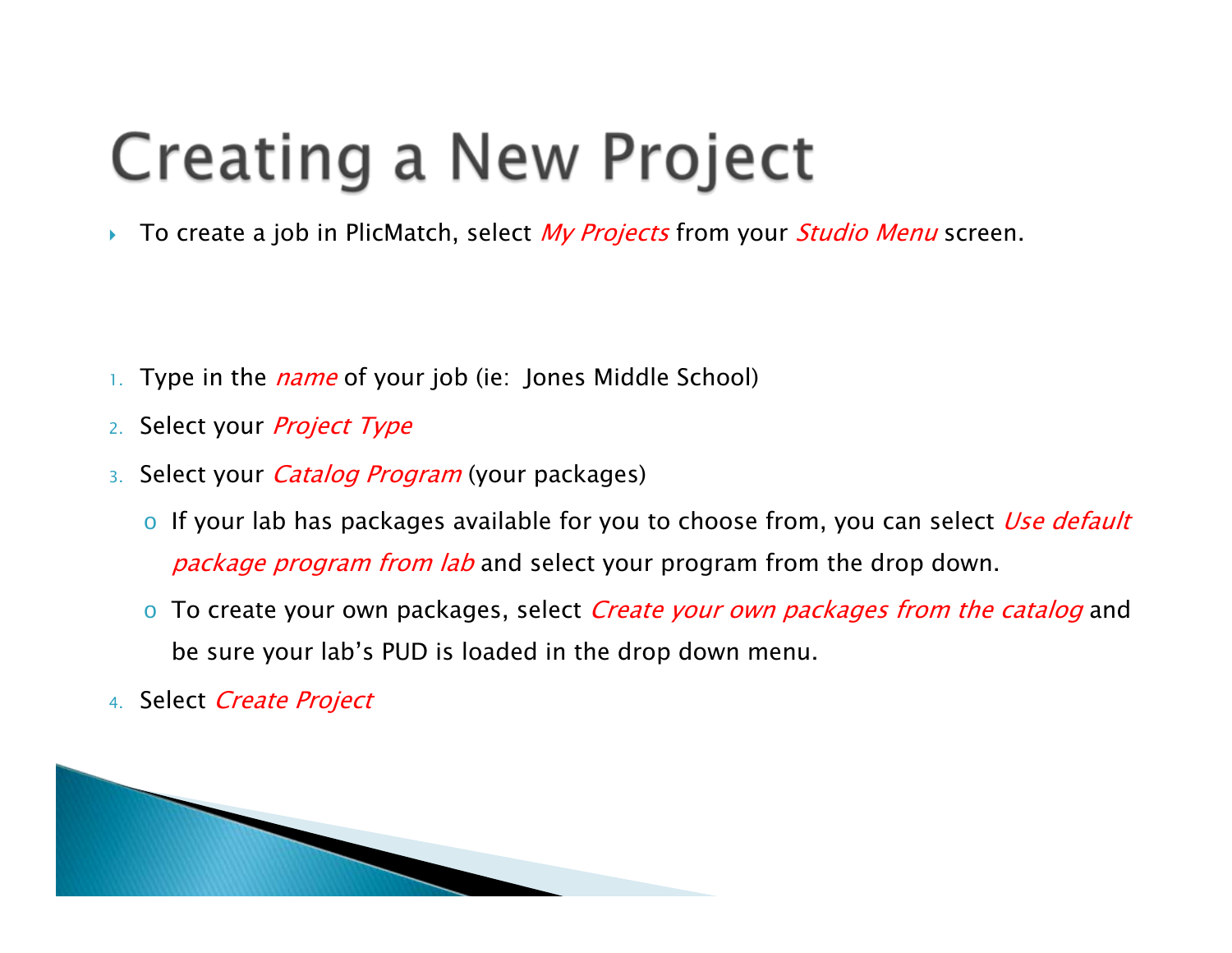# Creating a New Project

- To create a job in PlicMatch, select *My Projects* from your *Studio Menu* screen.

1. Type in the *name* of your job (ie: Jones Middle School)
2. Select your *Project Type*
3. Select your *Catalog Program* (your packages)
   - If your lab has packages available for you to choose from, you can select *Use default package program from lab* and select your program from the drop down.
   - To create your own packages, select *Create your own packages from the catalog* and be sure your lab's PUD is loaded in the drop down menu.
4. Select *Create Project*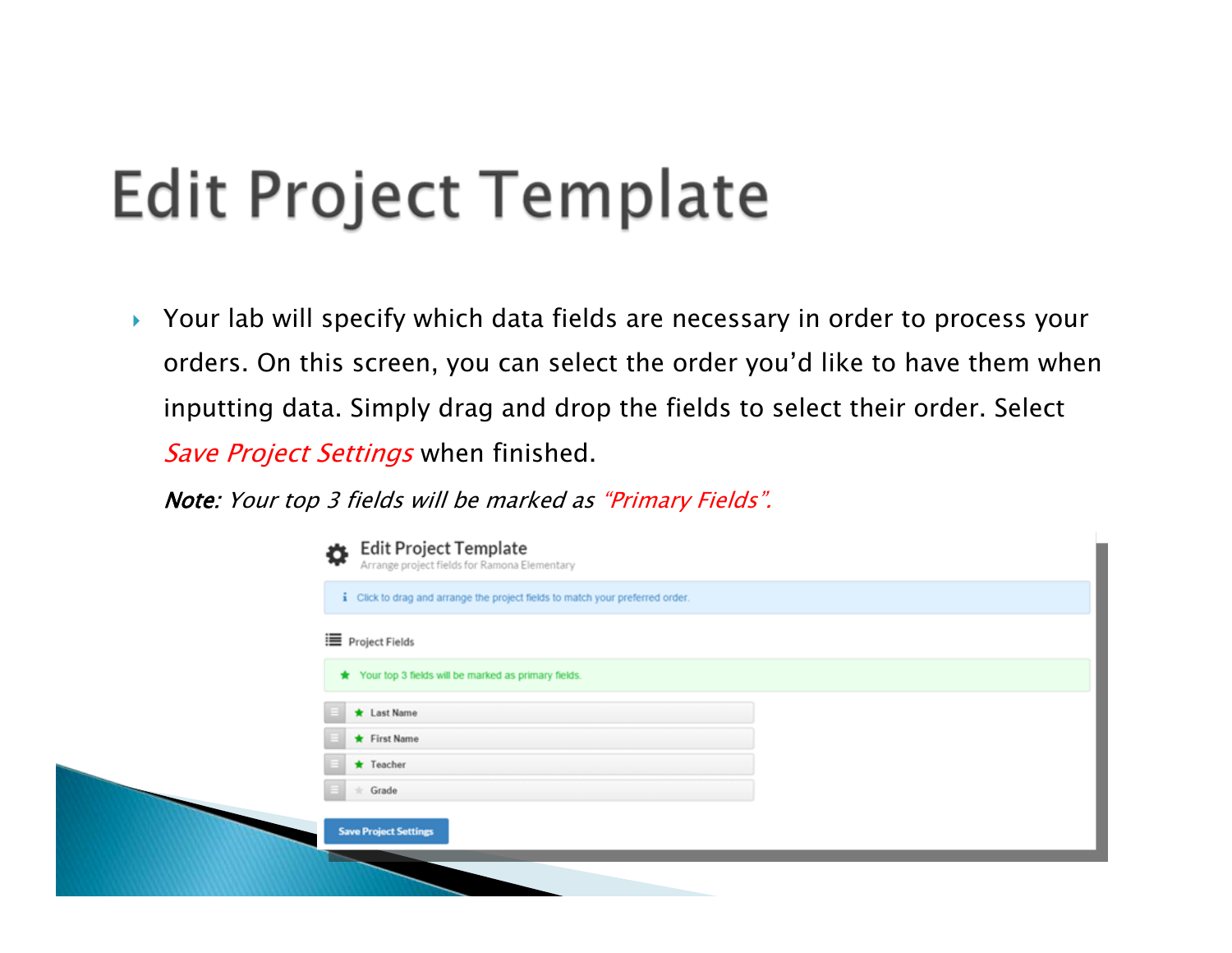# Edit Project Template

- Your lab will specify which data fields are necessary in order to process your orders. On this screen, you can select the order you'd like to have them when inputting data. Simply drag and drop the fields to select their order. Select *Save Project Settings* when finished.

  ***Note:*** *Your top 3 fields will be marked as "Primary Fields".*

**Edit Project Template**
Arrange project fields for Ramona Elementary

Click to drag and arrange the project fields to match your preferred order.

Project Fields

Your top 3 fields will be marked as primary fields.

- ★ Last Name
- ★ First Name
- ★ Teacher
- Grade

Save Project Settings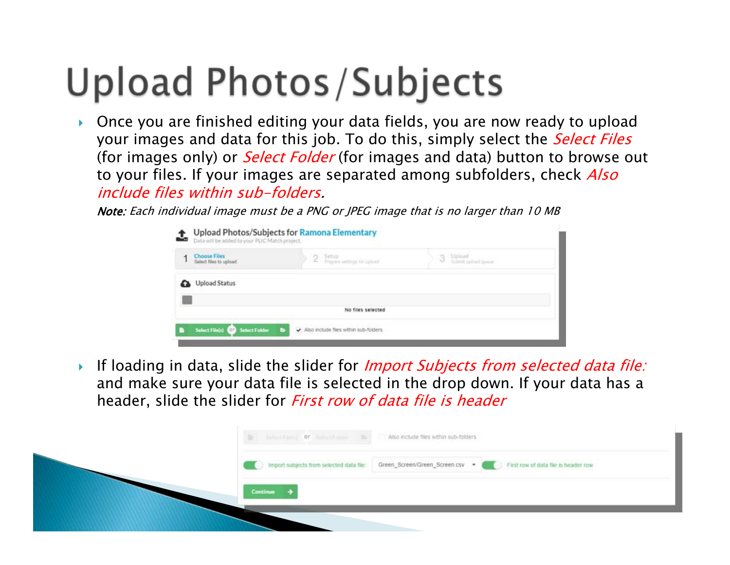# Upload Photos/Subjects

- Once you are finished editing your data fields, you are now ready to upload your images and data for this job. To do this, simply select the *Select Files* (for images only) or *Select Folder* (for images and data) button to browse out to your files. If your images are separated among subfolders, check *Also include files within sub-folders.*

  *Note: Each individual image must be a PNG or JPEG image that is no larger than 10 MB*

- If loading in data, slide the slider for *Import Subjects from selected data file:* and make sure your data file is selected in the drop down. If your data has a header, slide the slider for *First row of data file is header*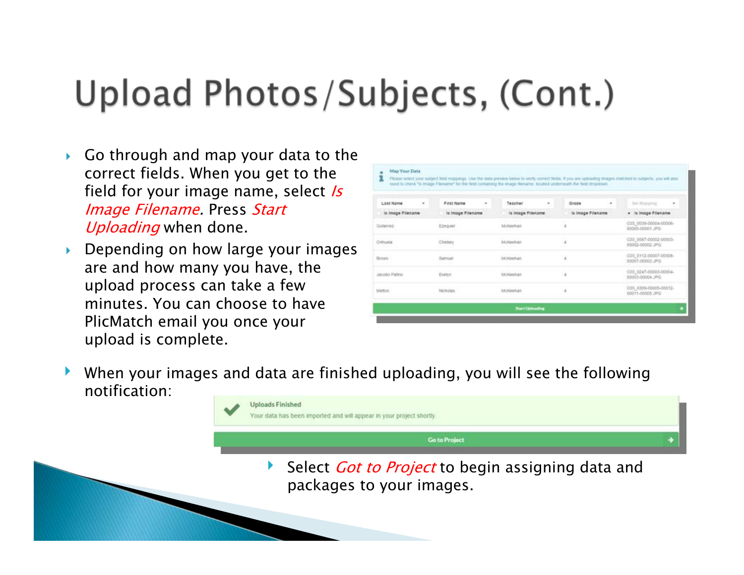# Upload Photos/Subjects, (Cont.)

- Go through and map your data to the correct fields. When you get to the field for your image name, select *Is Image Filename.* Press *Start Uploading* when done.
- Depending on how large your images are and how many you have, the upload process can take a few minutes. You can choose to have PlicMatch email you once your upload is complete.

- When your images and data are finished uploading, you will see the following notification:

  - Select *Got to Project* to begin assigning data and packages to your images.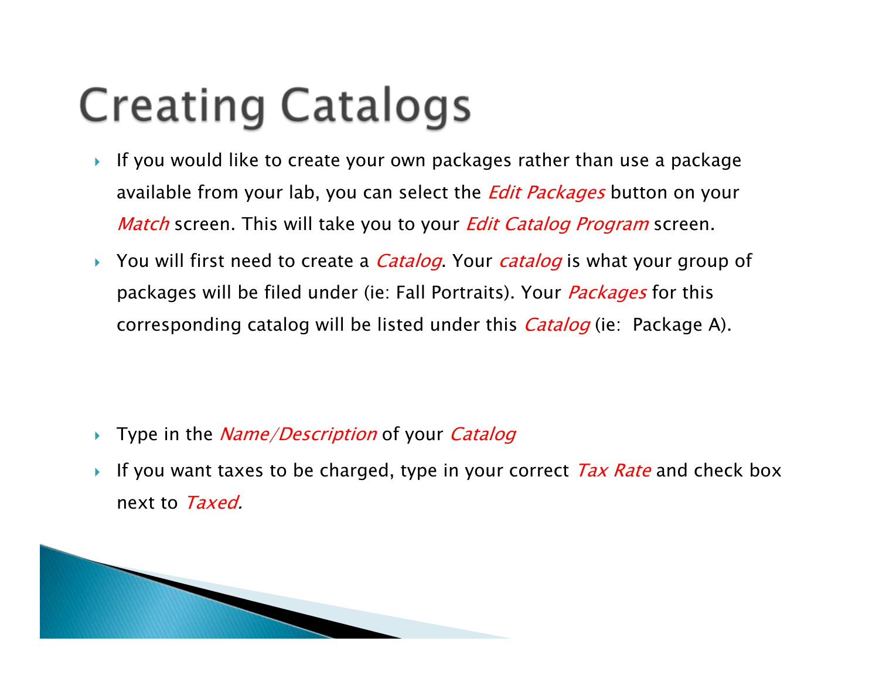# Creating Catalogs

- If you would like to create your own packages rather than use a package available from your lab, you can select the *Edit Packages* button on your *Match* screen. This will take you to your *Edit Catalog Program* screen.
- You will first need to create a *Catalog*. Your *catalog* is what your group of packages will be filed under (ie: Fall Portraits). Your *Packages* for this corresponding catalog will be listed under this *Catalog* (ie:  Package A).

- Type in the *Name/Description* of your *Catalog*
- If you want taxes to be charged, type in your correct *Tax Rate* and check box next to *Taxed.*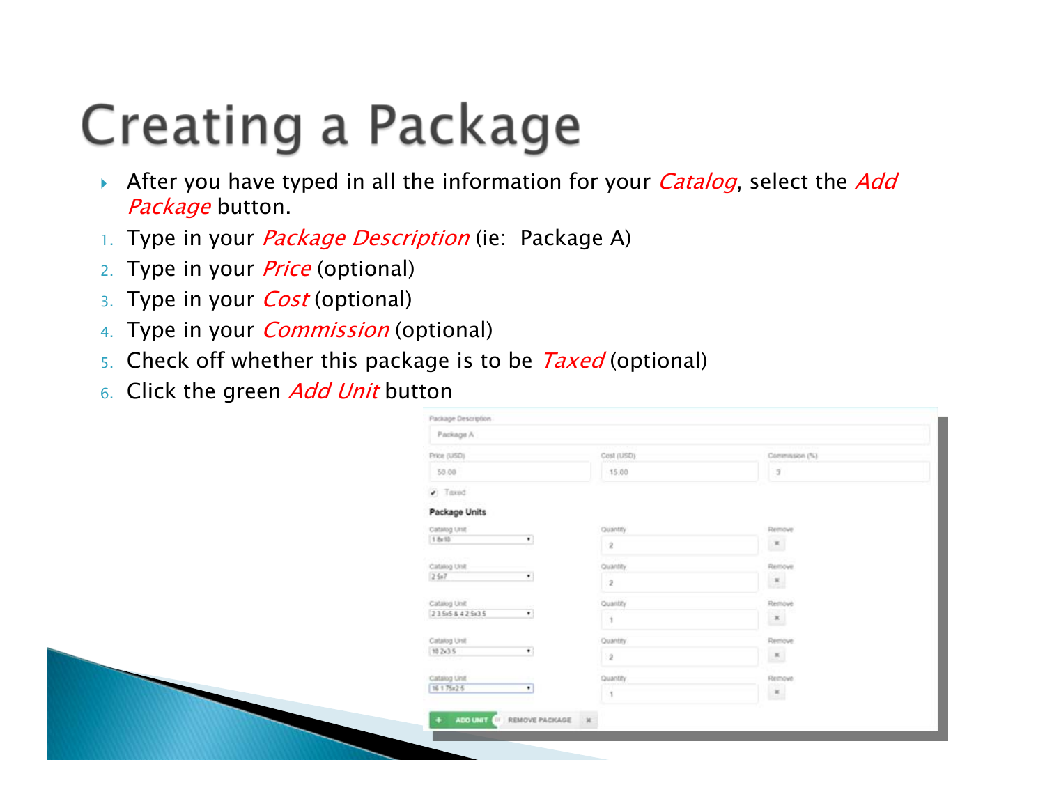# Creating a Package

- After you have typed in all the information for your *Catalog*, select the *Add Package* button.

1. Type in your *Package Description* (ie:  Package A)
2. Type in your *Price* (optional)
3. Type in your *Cost* (optional)
4. Type in your *Commission* (optional)
5. Check off whether this package is to be *Taxed* (optional)
6. Click the green *Add Unit* button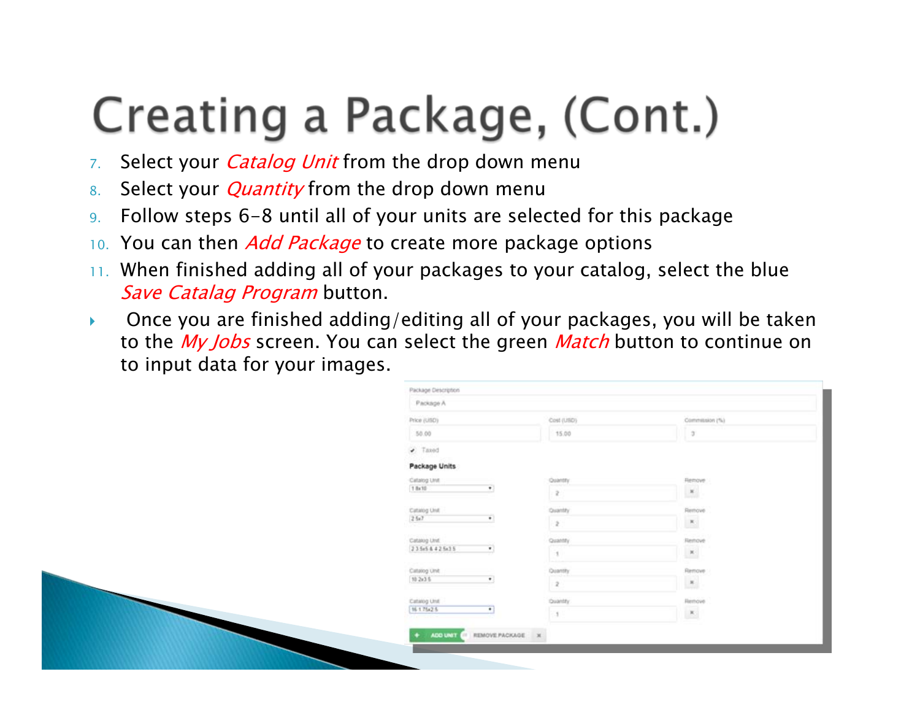# Creating a Package, (Cont.)

7. Select your *Catalog Unit* from the drop down menu
8. Select your *Quantity* from the drop down menu
9. Follow steps 6-8 until all of your units are selected for this package
10. You can then *Add Package* to create more package options
11. When finished adding all of your packages to your catalog, select the blue *Save Catalag Program* button.

- Once you are finished adding/editing all of your packages, you will be taken to the *My Jobs* screen. You can select the green *Match* button to continue on to input data for your images.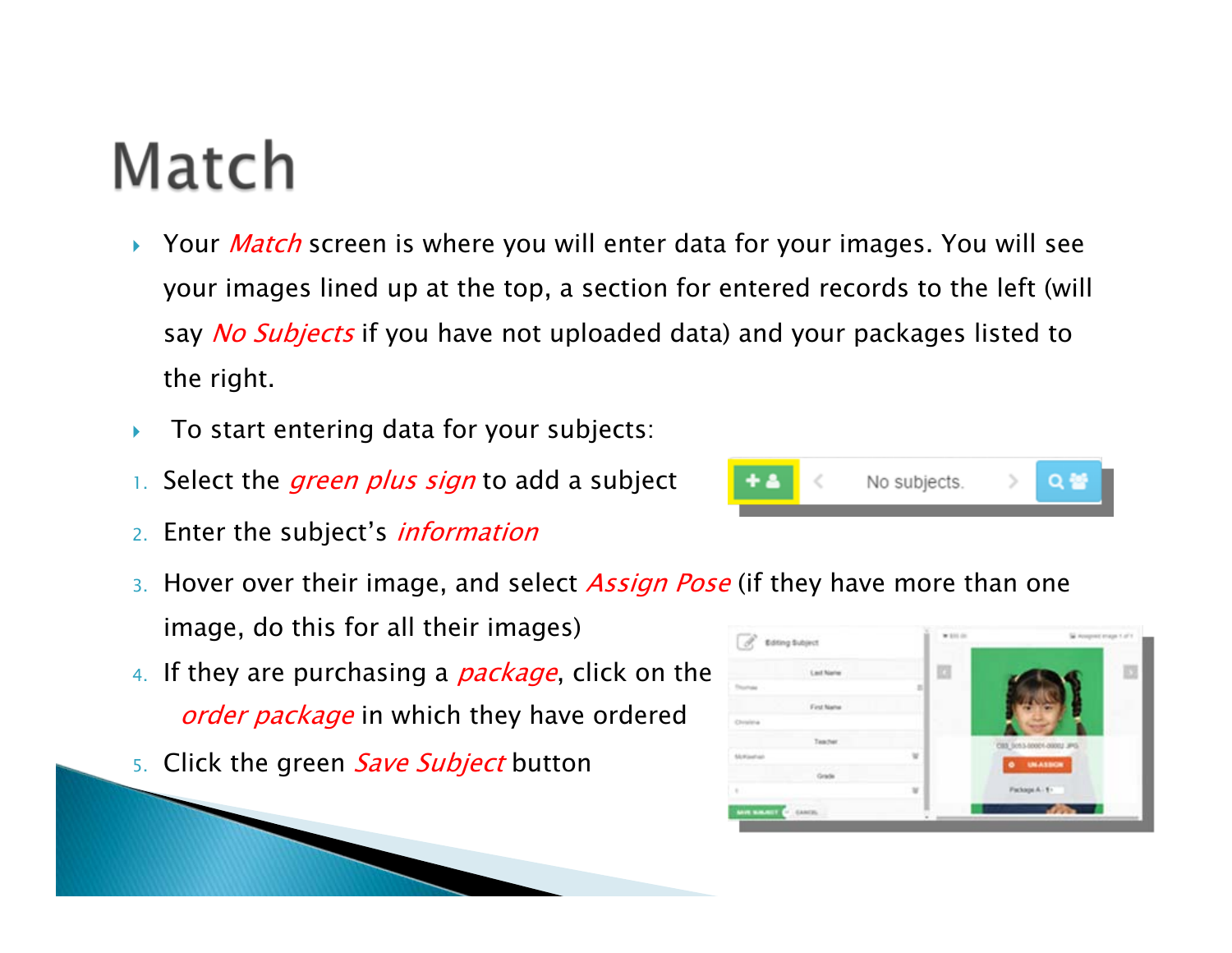# Match

- Your *Match* screen is where you will enter data for your images. You will see your images lined up at the top, a section for entered records to the left (will say *No Subjects* if you have not uploaded data) and your packages listed to the right.
- To start entering data for your subjects:

1. Select the *green plus sign* to add a subject
2. Enter the subject's *information*
3. Hover over their image, and select *Assign Pose* (if they have more than one image, do this for all their images)
4. If they are purchasing a *package*, click on the *order package* in which they have ordered
5. Click the green *Save Subject* button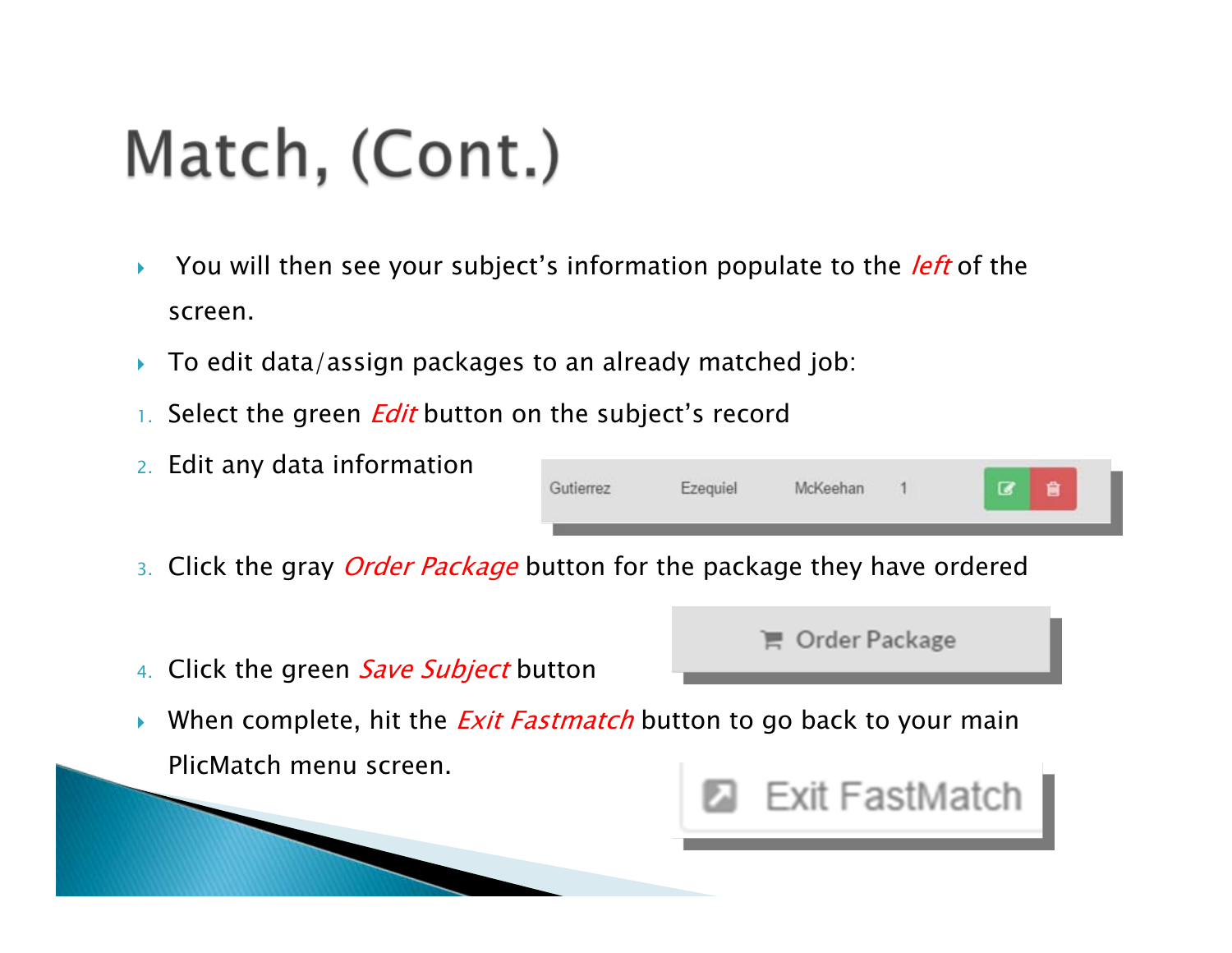# Match, (Cont.)

- You will then see your subject's information populate to the *left* of the screen.
- To edit data/assign packages to an already matched job:

1. Select the green *Edit* button on the subject's record
2. Edit any data information
3. Click the gray *Order Package* button for the package they have ordered
4. Click the green *Save Subject* button

- When complete, hit the *Exit Fastmatch* button to go back to your main PlicMatch menu screen.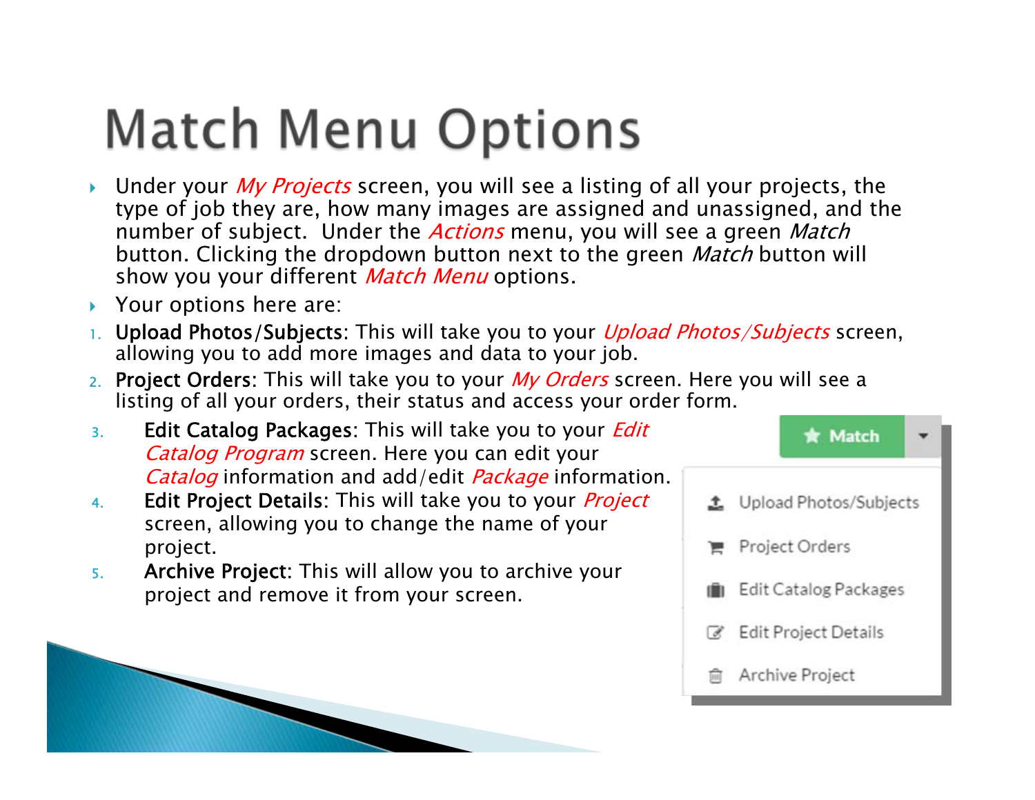# Match Menu Options

- Under your *My Projects* screen, you will see a listing of all your projects, the type of job they are, how many images are assigned and unassigned, and the number of subject. Under the *Actions* menu, you will see a green *Match* button. Clicking the dropdown button next to the green *Match* button will show you your different *Match Menu* options.
- Your options here are:

1. **Upload Photos/Subjects**: This will take you to your *Upload Photos/Subjects* screen, allowing you to add more images and data to your job.
2. **Project Orders**: This will take you to your *My Orders* screen. Here you will see a listing of all your orders, their status and access your order form.
3. **Edit Catalog Packages**: This will take you to your *Edit Catalog Program* screen. Here you can edit your *Catalog* information and add/edit *Package* information.
4. **Edit Project Details**: This will take you to your *Project* screen, allowing you to change the name of your project.
5. **Archive Project**: This will allow you to archive your project and remove it from your screen.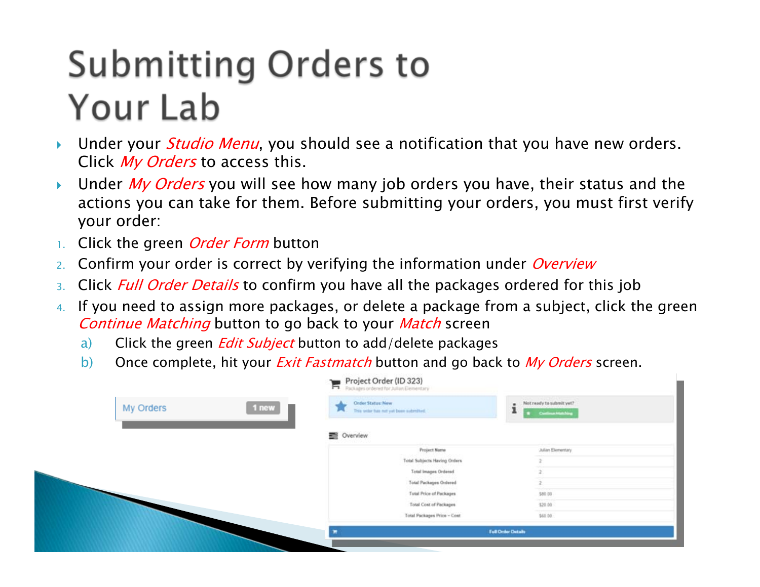# Submitting Orders to Your Lab

- Under your *Studio Menu*, you should see a notification that you have new orders. Click *My Orders* to access this.
- Under *My Orders* you will see how many job orders you have, their status and the actions you can take for them. Before submitting your orders, you must first verify your order:

1. Click the green *Order Form* button
2. Confirm your order is correct by verifying the information under *Overview*
3. Click *Full Order Details* to confirm you have all the packages ordered for this job
4. If you need to assign more packages, or delete a package from a subject, click the green *Continue Matching* button to go back to your *Match* screen
   a) Click the green *Edit Subject* button to add/delete packages
   b) Once complete, hit your *Exit Fastmatch* button and go back to *My Orders* screen.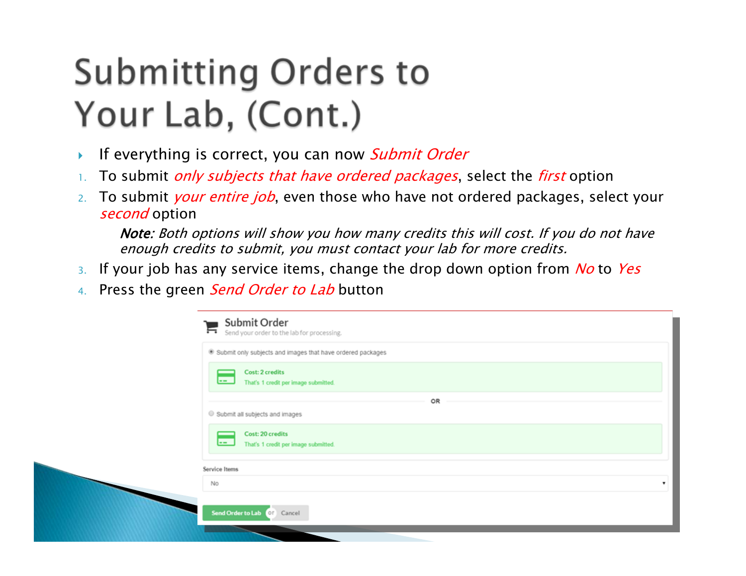# Submitting Orders to Your Lab, (Cont.)

- If everything is correct, you can now *Submit Order*

1. To submit *only subjects that have ordered packages*, select the *first* option
2. To submit *your entire job*, even those who have not ordered packages, select your *second* option

   ***Note:*** *Both options will show you how many credits this will cost. If you do not have enough credits to submit, you must contact your lab for more credits.*

3. If your job has any service items, change the drop down option from *No* to *Yes*
4. Press the green *Send Order to Lab* button

**Submit Order**
Send your order to the lab for processing.

- Submit only subjects and images that have ordered packages
  - **Cost: 2 credits**
  - That's 1 credit per image submitted.

OR

- Submit all subjects and images
  - **Cost: 20 credits**
  - That's 1 credit per image submitted.

Service Items: No

Send Order to Lab | or | Cancel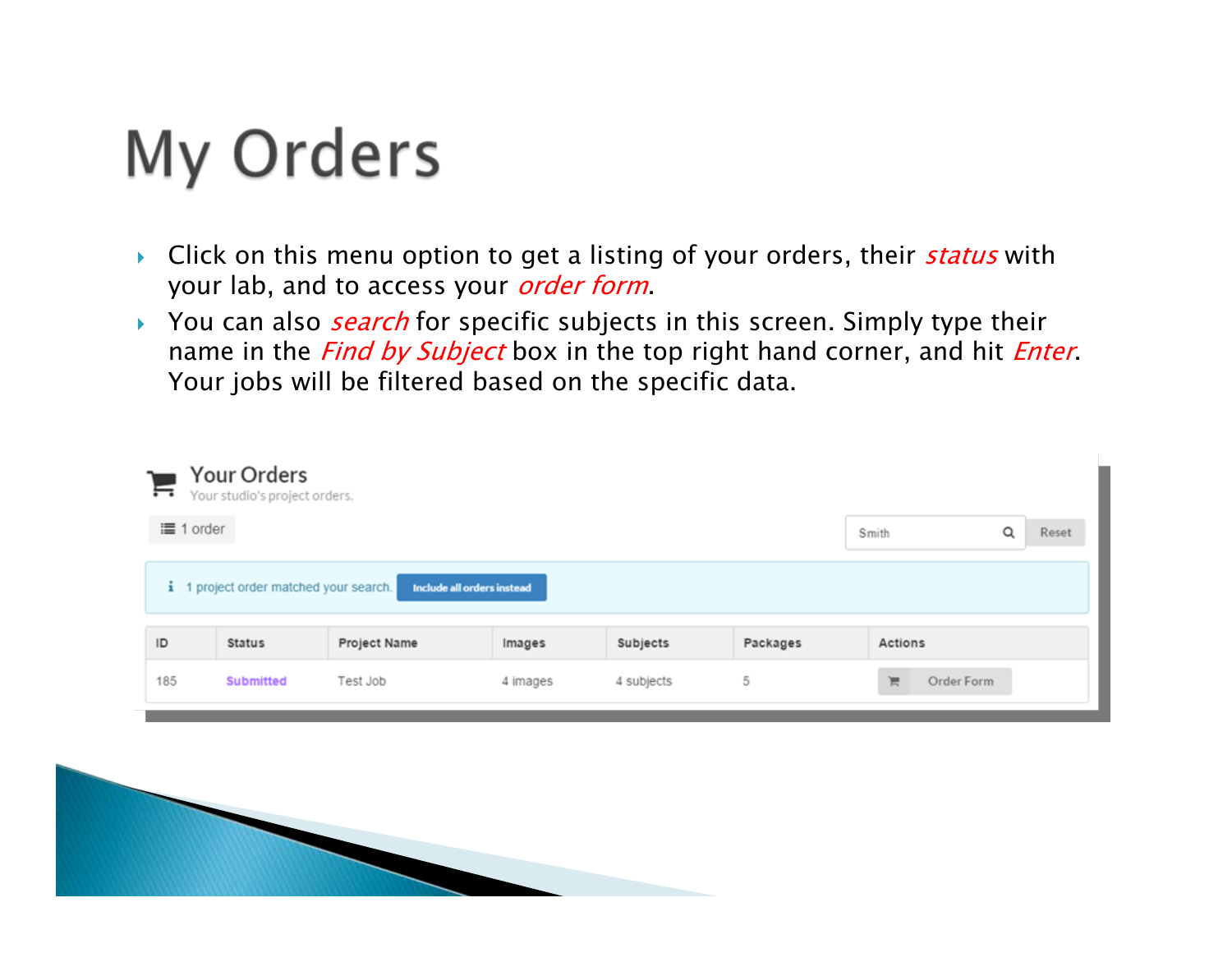# My Orders

- Click on this menu option to get a listing of your orders, their *status* with your lab, and to access your *order form*.
- You can also *search* for specific subjects in this screen. Simply type their name in the *Find by Subject* box in the top right hand corner, and hit *Enter*. Your jobs will be filtered based on the specific data.

## Your Orders

Your studio's project orders.

1 order

Smith | Reset

1 project order matched your search. **Include all orders instead**

| ID | Status | Project Name | Images | Subjects | Packages | Actions |
|---|---|---|---|---|---|---|
| 185 | Submitted | Test Job | 4 images | 4 subjects | 5 | Order Form |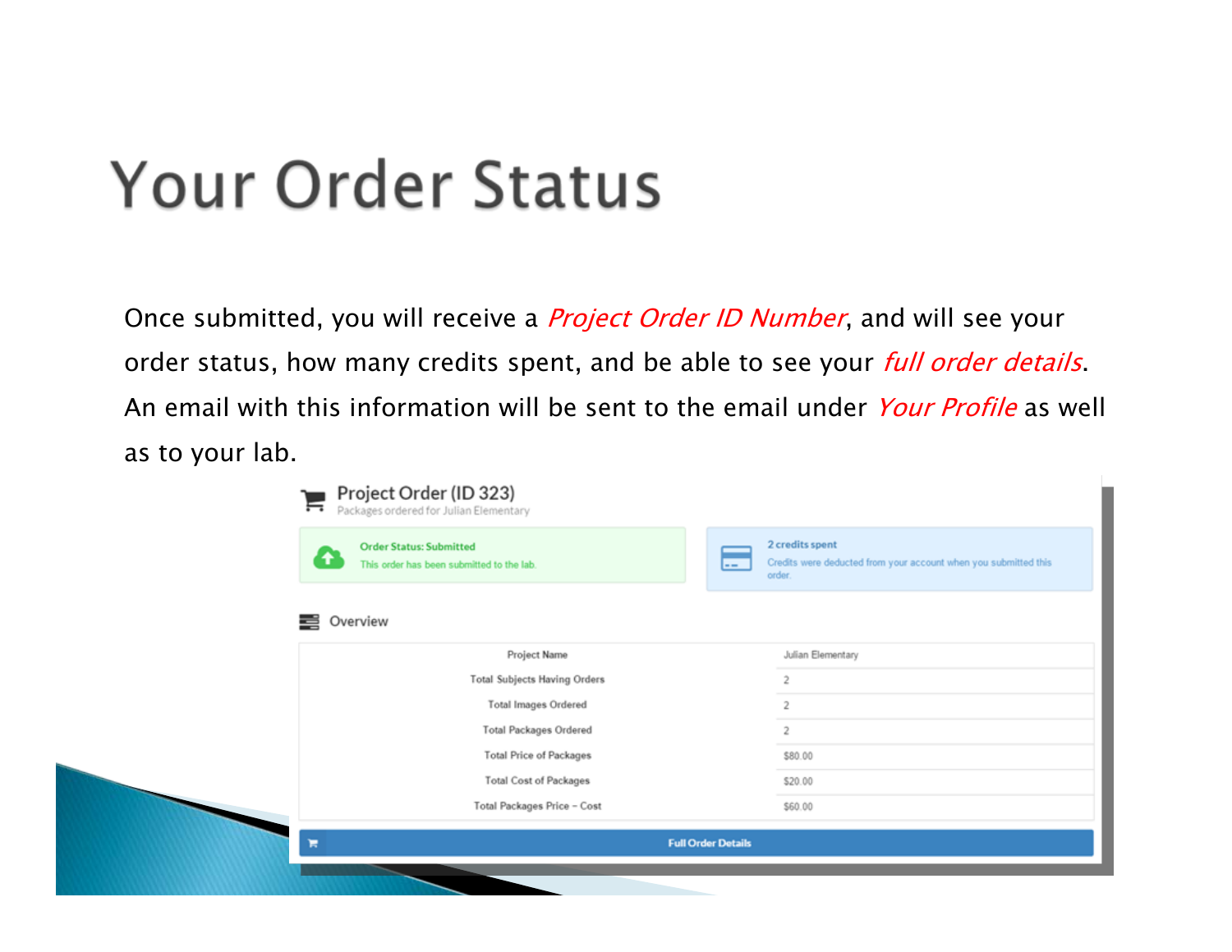# Your Order Status

Once submitted, you will receive a *Project Order ID Number*, and will see your order status, how many credits spent, and be able to see your *full order details*. An email with this information will be sent to the email under *Your Profile* as well as to your lab.

Project Order (ID 323)

Packages ordered for Julian Elementary

Order Status: Submitted

This order has been submitted to the lab.

2 credits spent

Credits were deducted from your account when you submitted this order.

Overview

| | |
|---|---|
| Project Name | Julian Elementary |
| Total Subjects Having Orders | 2 |
| Total Images Ordered | 2 |
| Total Packages Ordered | 2 |
| Total Price of Packages | $80.00 |
| Total Cost of Packages | $20.00 |
| Total Packages Price – Cost | $60.00 |

Full Order Details